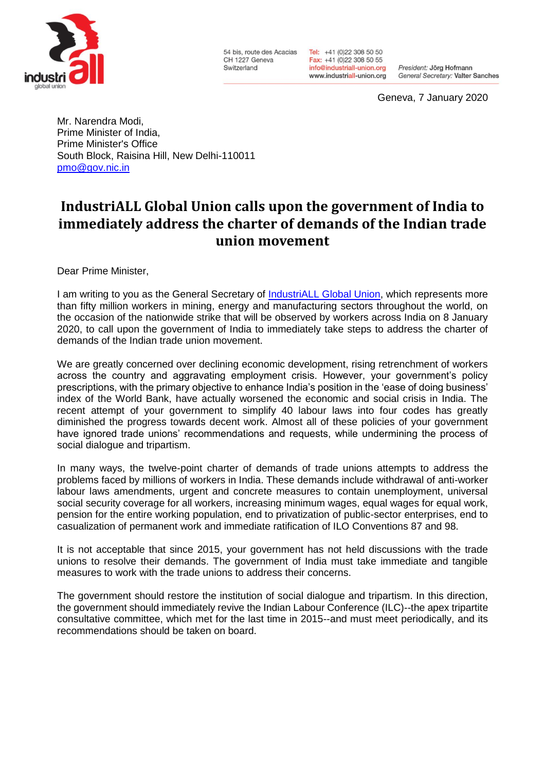54 bis, route des Acacias
CH 1227 Geneva
Switzerland

Tel: +41 (0)22 308 50 50
Fax: +41 (0)22 308 50 55
info@industriall-union.org
www.industriall-union.org

*President:* Jörg Hofmann
*General Secretary:* Valter Sanches

Geneva, 7 January 2020

Mr. Narendra Modi,
Prime Minister of India,
Prime Minister's Office
South Block, Raisina Hill, New Delhi-110011
pmo@gov.nic.in

# IndustriALL Global Union calls upon the government of India to immediately address the charter of demands of the Indian trade union movement

Dear Prime Minister,

I am writing to you as the General Secretary of IndustriALL Global Union, which represents more than fifty million workers in mining, energy and manufacturing sectors throughout the world, on the occasion of the nationwide strike that will be observed by workers across India on 8 January 2020, to call upon the government of India to immediately take steps to address the charter of demands of the Indian trade union movement.

We are greatly concerned over declining economic development, rising retrenchment of workers across the country and aggravating employment crisis. However, your government's policy prescriptions, with the primary objective to enhance India's position in the 'ease of doing business' index of the World Bank, have actually worsened the economic and social crisis in India. The recent attempt of your government to simplify 40 labour laws into four codes has greatly diminished the progress towards decent work. Almost all of these policies of your government have ignored trade unions' recommendations and requests, while undermining the process of social dialogue and tripartism.

In many ways, the twelve-point charter of demands of trade unions attempts to address the problems faced by millions of workers in India. These demands include withdrawal of anti-worker labour laws amendments, urgent and concrete measures to contain unemployment, universal social security coverage for all workers, increasing minimum wages, equal wages for equal work, pension for the entire working population, end to privatization of public-sector enterprises, end to casualization of permanent work and immediate ratification of ILO Conventions 87 and 98.

It is not acceptable that since 2015, your government has not held discussions with the trade unions to resolve their demands. The government of India must take immediate and tangible measures to work with the trade unions to address their concerns.

The government should restore the institution of social dialogue and tripartism. In this direction, the government should immediately revive the Indian Labour Conference (ILC)--the apex tripartite consultative committee, which met for the last time in 2015--and must meet periodically, and its recommendations should be taken on board.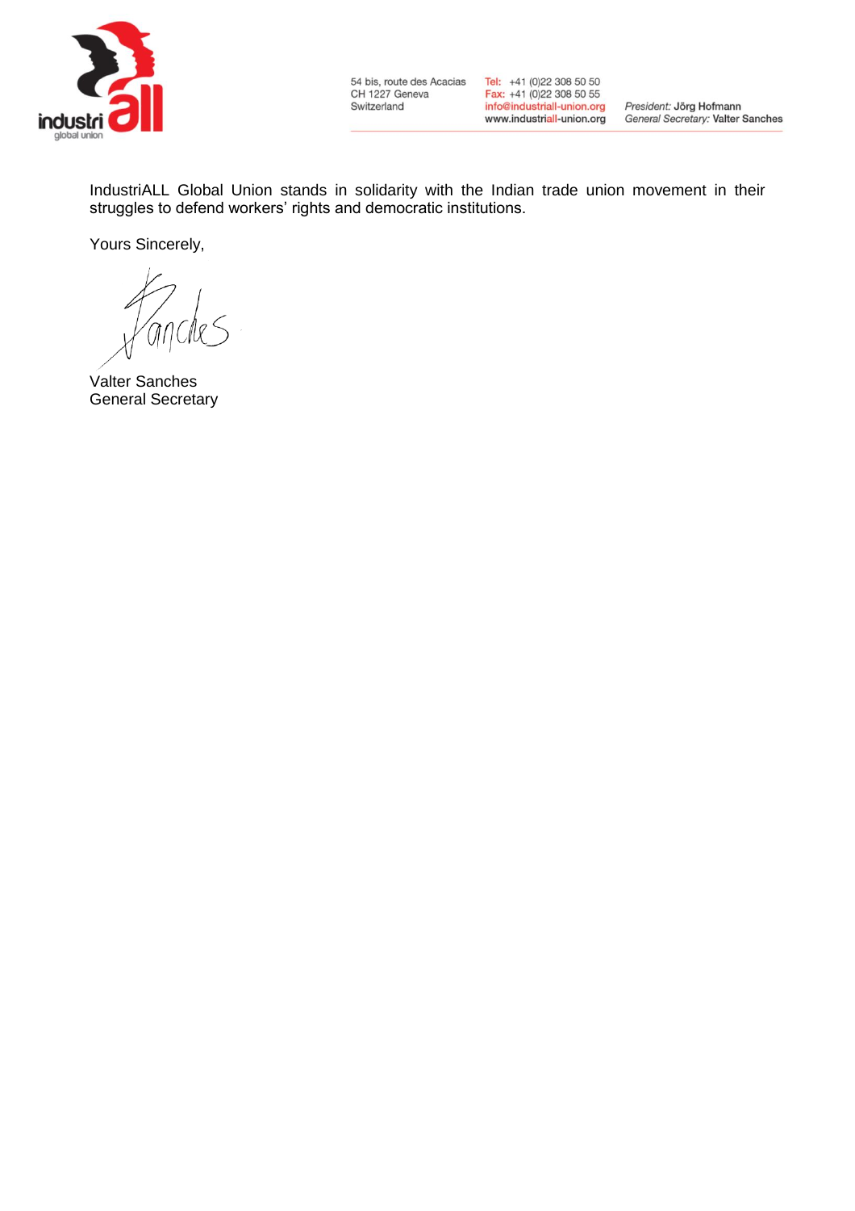54 bis, route des Acacias
CH 1227 Geneva
Switzerland

Tel: +41 (0)22 308 50 50
Fax: +41 (0)22 308 50 55
info@industriall-union.org
www.industriall-union.org

*President:* **Jörg Hofmann**
*General Secretary:* **Valter Sanches**

IndustriALL Global Union stands in solidarity with the Indian trade union movement in their struggles to defend workers' rights and democratic institutions.

Yours Sincerely,

Valter Sanches
General Secretary